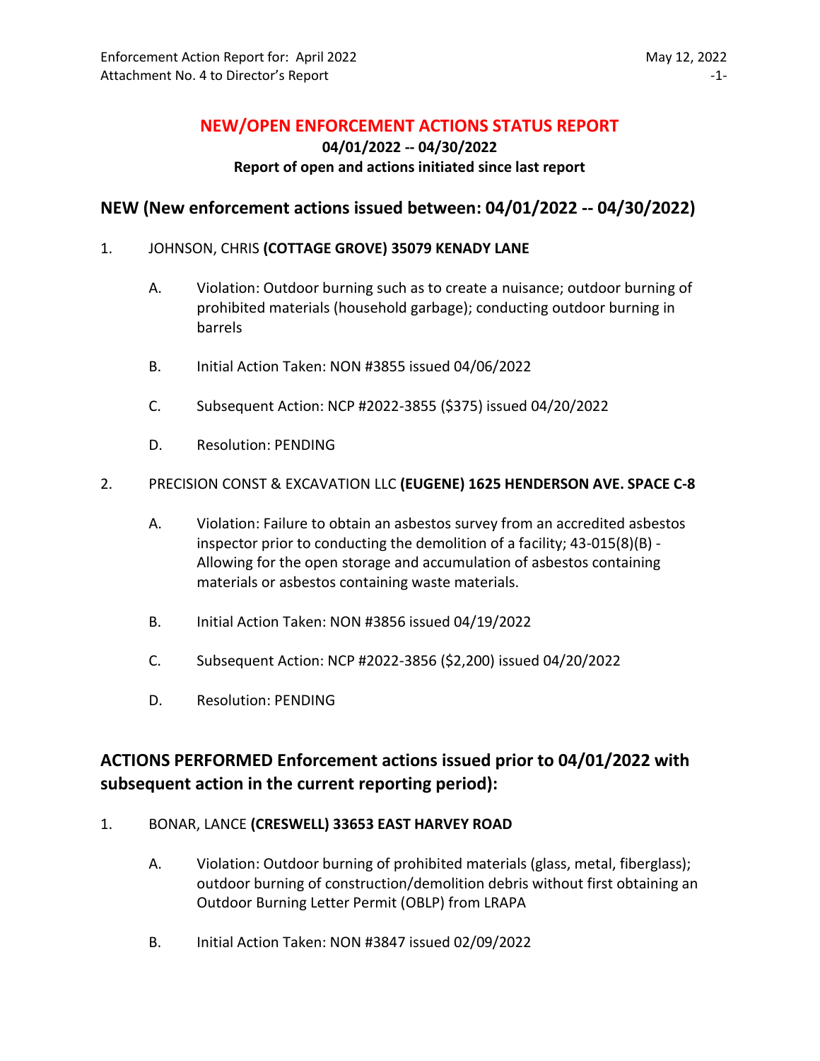# NEW/OPEN ENFORCEMENT ACTIONS STATUS REPORT

**04/01/2022 -- 04/30/2022**

**Report of open and actions initiated since last report**

## NEW (New enforcement actions issued between: 04/01/2022 -- 04/30/2022)

1. JOHNSON, CHRIS **(COTTAGE GROVE) 35079 KENADY LANE**

   A. Violation: Outdoor burning such as to create a nuisance; outdoor burning of prohibited materials (household garbage); conducting outdoor burning in barrels

   B. Initial Action Taken: NON #3855 issued 04/06/2022

   C. Subsequent Action: NCP #2022-3855 ($375) issued 04/20/2022

   D. Resolution: PENDING

2. PRECISION CONST & EXCAVATION LLC **(EUGENE) 1625 HENDERSON AVE. SPACE C-8**

   A. Violation: Failure to obtain an asbestos survey from an accredited asbestos inspector prior to conducting the demolition of a facility; 43-015(8)(B) - Allowing for the open storage and accumulation of asbestos containing materials or asbestos containing waste materials.

   B. Initial Action Taken: NON #3856 issued 04/19/2022

   C. Subsequent Action: NCP #2022-3856 ($2,200) issued 04/20/2022

   D. Resolution: PENDING

## ACTIONS PERFORMED Enforcement actions issued prior to 04/01/2022 with subsequent action in the current reporting period):

1. BONAR, LANCE **(CRESWELL) 33653 EAST HARVEY ROAD**

   A. Violation: Outdoor burning of prohibited materials (glass, metal, fiberglass); outdoor burning of construction/demolition debris without first obtaining an Outdoor Burning Letter Permit (OBLP) from LRAPA

   B. Initial Action Taken: NON #3847 issued 02/09/2022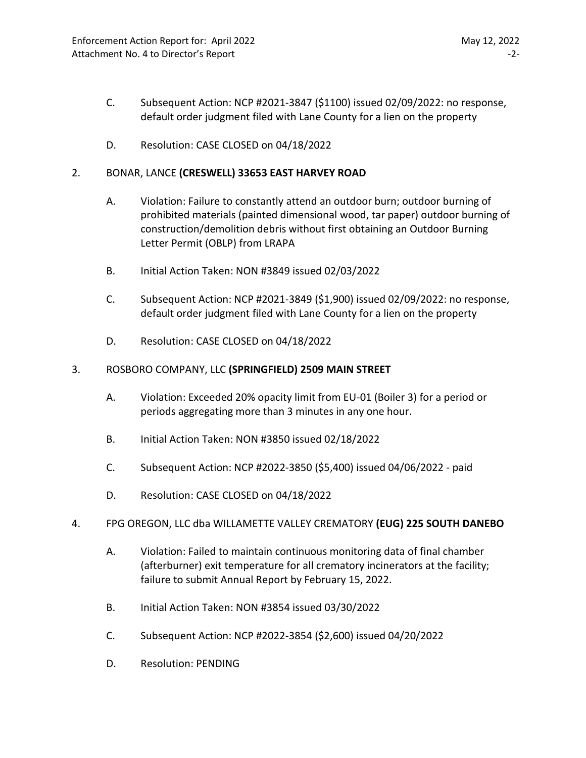C. Subsequent Action: NCP #2021-3847 ($1100) issued 02/09/2022: no response, default order judgment filed with Lane County for a lien on the property

D. Resolution: CASE CLOSED on 04/18/2022

2. BONAR, LANCE **(CRESWELL) 33653 EAST HARVEY ROAD**

A. Violation: Failure to constantly attend an outdoor burn; outdoor burning of prohibited materials (painted dimensional wood, tar paper) outdoor burning of construction/demolition debris without first obtaining an Outdoor Burning Letter Permit (OBLP) from LRAPA

B. Initial Action Taken: NON #3849 issued 02/03/2022

C. Subsequent Action: NCP #2021-3849 ($1,900) issued 02/09/2022: no response, default order judgment filed with Lane County for a lien on the property

D. Resolution: CASE CLOSED on 04/18/2022

3. ROSBORO COMPANY, LLC **(SPRINGFIELD) 2509 MAIN STREET**

A. Violation: Exceeded 20% opacity limit from EU-01 (Boiler 3) for a period or periods aggregating more than 3 minutes in any one hour.

B. Initial Action Taken: NON #3850 issued 02/18/2022

C. Subsequent Action: NCP #2022-3850 ($5,400) issued 04/06/2022 - paid

D. Resolution: CASE CLOSED on 04/18/2022

4. FPG OREGON, LLC dba WILLAMETTE VALLEY CREMATORY **(EUG) 225 SOUTH DANEBO**

A. Violation: Failed to maintain continuous monitoring data of final chamber (afterburner) exit temperature for all crematory incinerators at the facility; failure to submit Annual Report by February 15, 2022.

B. Initial Action Taken: NON #3854 issued 03/30/2022

C. Subsequent Action: NCP #2022-3854 ($2,600) issued 04/20/2022

D. Resolution: PENDING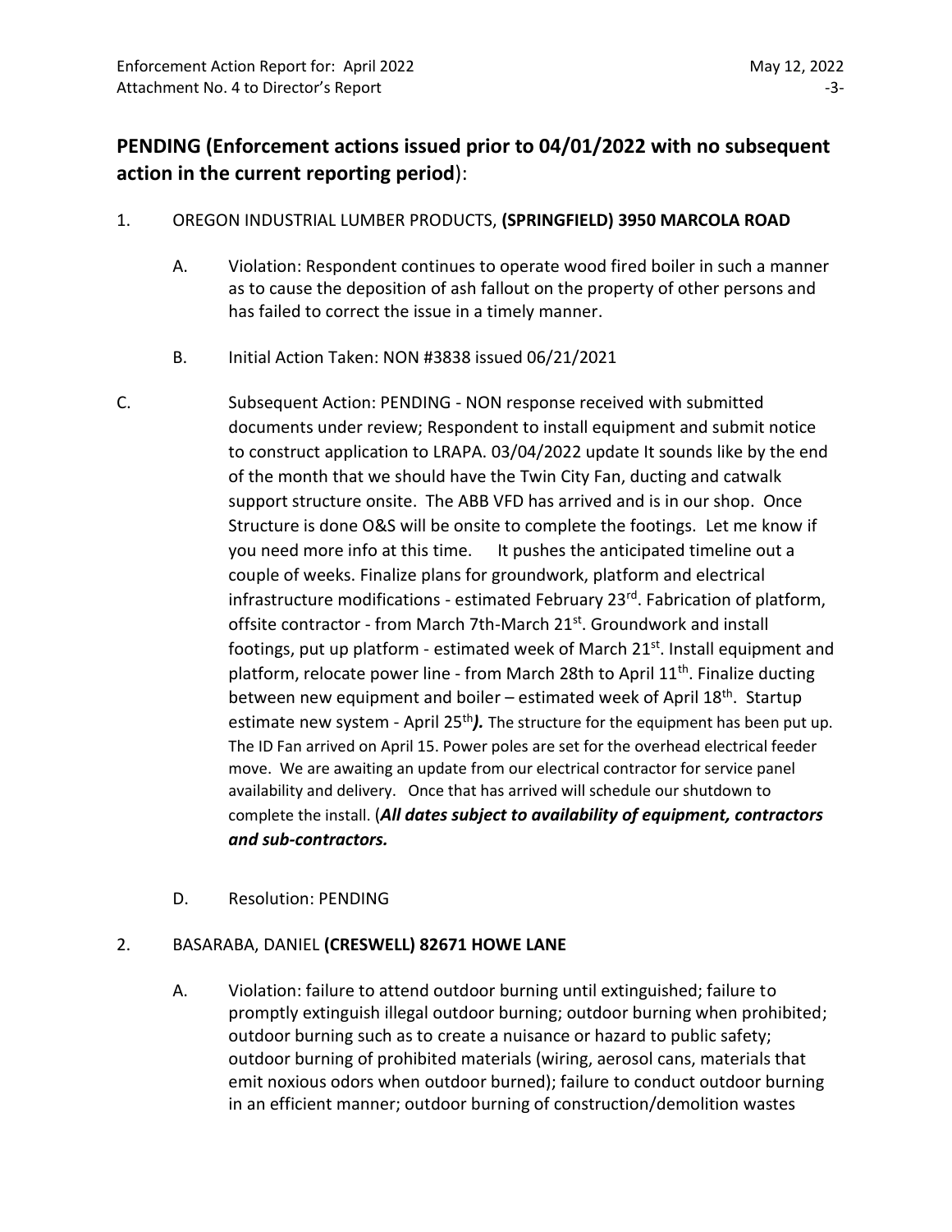## PENDING (Enforcement actions issued prior to 04/01/2022 with no subsequent action in the current reporting period):

1. OREGON INDUSTRIAL LUMBER PRODUCTS, **(SPRINGFIELD) 3950 MARCOLA ROAD**

   A. Violation: Respondent continues to operate wood fired boiler in such a manner as to cause the deposition of ash fallout on the property of other persons and has failed to correct the issue in a timely manner.

   B. Initial Action Taken: NON #3838 issued 06/21/2021

   C. Subsequent Action: PENDING - NON response received with submitted documents under review; Respondent to install equipment and submit notice to construct application to LRAPA. 03/04/2022 update It sounds like by the end of the month that we should have the Twin City Fan, ducting and catwalk support structure onsite. The ABB VFD has arrived and is in our shop. Once Structure is done O&S will be onsite to complete the footings. Let me know if you need more info at this time. It pushes the anticipated timeline out a couple of weeks. Finalize plans for groundwork, platform and electrical infrastructure modifications - estimated February 23rd. Fabrication of platform, offsite contractor - from March 7th-March 21st. Groundwork and install footings, put up platform - estimated week of March 21st. Install equipment and platform, relocate power line - from March 28th to April 11th. Finalize ducting between new equipment and boiler – estimated week of April 18th. Startup estimate new system - April 25th***).*** The structure for the equipment has been put up. The ID Fan arrived on April 15. Power poles are set for the overhead electrical feeder move. We are awaiting an update from our electrical contractor for service panel availability and delivery. Once that has arrived will schedule our shutdown to complete the install. (***All dates subject to availability of equipment, contractors and sub-contractors.***

   D. Resolution: PENDING

2. BASARABA, DANIEL **(CRESWELL) 82671 HOWE LANE**

   A. Violation: failure to attend outdoor burning until extinguished; failure to promptly extinguish illegal outdoor burning; outdoor burning when prohibited; outdoor burning such as to create a nuisance or hazard to public safety; outdoor burning of prohibited materials (wiring, aerosol cans, materials that emit noxious odors when outdoor burned); failure to conduct outdoor burning in an efficient manner; outdoor burning of construction/demolition wastes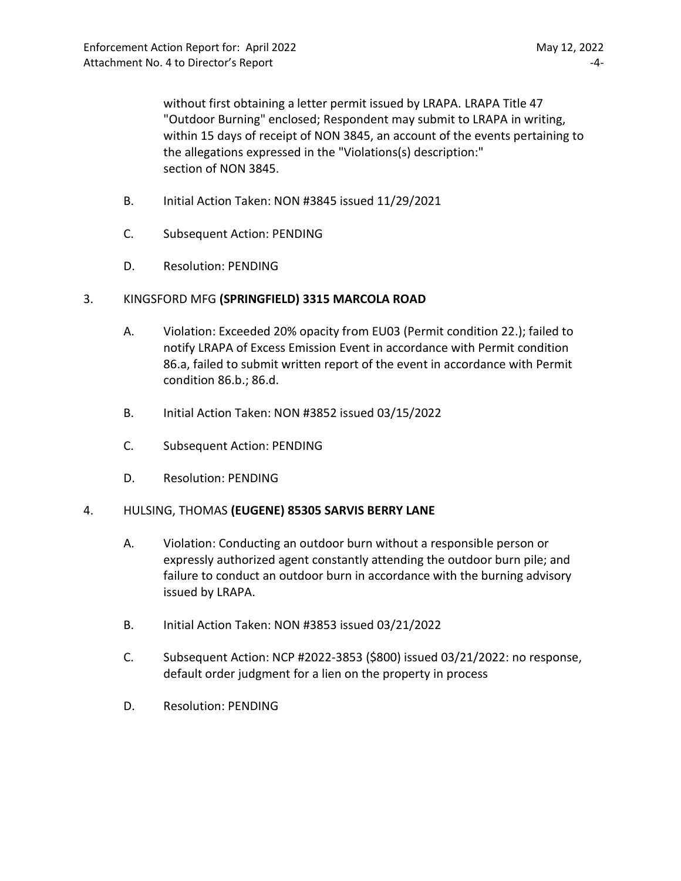without first obtaining a letter permit issued by LRAPA. LRAPA Title 47 "Outdoor Burning" enclosed; Respondent may submit to LRAPA in writing, within 15 days of receipt of NON 3845, an account of the events pertaining to the allegations expressed in the "Violations(s) description:" section of NON 3845.

B. Initial Action Taken: NON #3845 issued 11/29/2021

C. Subsequent Action: PENDING

D. Resolution: PENDING

3. KINGSFORD MFG **(SPRINGFIELD) 3315 MARCOLA ROAD**

A. Violation: Exceeded 20% opacity from EU03 (Permit condition 22.); failed to notify LRAPA of Excess Emission Event in accordance with Permit condition 86.a, failed to submit written report of the event in accordance with Permit condition 86.b.; 86.d.

B. Initial Action Taken: NON #3852 issued 03/15/2022

C. Subsequent Action: PENDING

D. Resolution: PENDING

4. HULSING, THOMAS **(EUGENE) 85305 SARVIS BERRY LANE**

A. Violation: Conducting an outdoor burn without a responsible person or expressly authorized agent constantly attending the outdoor burn pile; and failure to conduct an outdoor burn in accordance with the burning advisory issued by LRAPA.

B. Initial Action Taken: NON #3853 issued 03/21/2022

C. Subsequent Action: NCP #2022-3853 ($800) issued 03/21/2022: no response, default order judgment for a lien on the property in process

D. Resolution: PENDING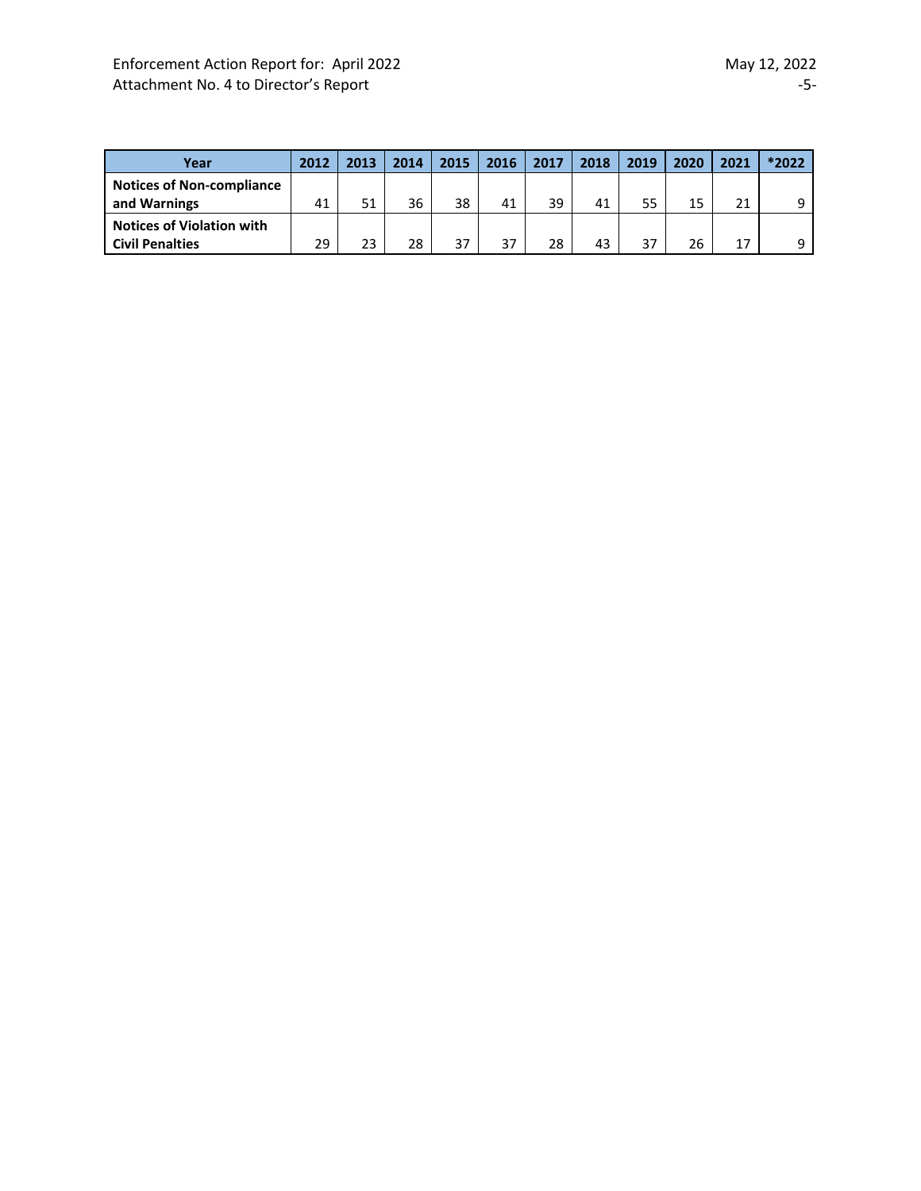| Year | 2012 | 2013 | 2014 | 2015 | 2016 | 2017 | 2018 | 2019 | 2020 | 2021 | *2022 |
|---|---|---|---|---|---|---|---|---|---|---|---|
| **Notices of Non-compliance and Warnings** | 41 | 51 | 36 | 38 | 41 | 39 | 41 | 55 | 15 | 21 | 9 |
| **Notices of Violation with Civil Penalties** | 29 | 23 | 28 | 37 | 37 | 28 | 43 | 37 | 26 | 17 | 9 |